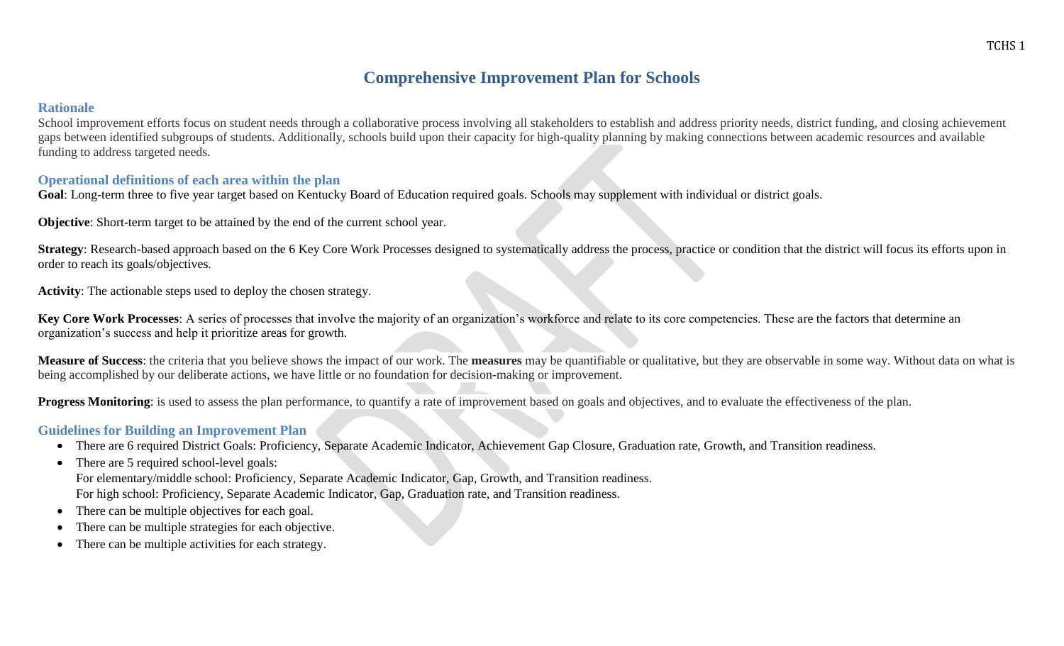# Comprehensive Improvement Plan for Schools

## Rationale

School improvement efforts focus on student needs through a collaborative process involving all stakeholders to establish and address priority needs, district funding, and closing achievement gaps between identified subgroups of students. Additionally, schools build upon their capacity for high-quality planning by making connections between academic resources and available funding to address targeted needs.

## Operational definitions of each area within the plan

**Goal**: Long-term three to five year target based on Kentucky Board of Education required goals. Schools may supplement with individual or district goals.

**Objective**: Short-term target to be attained by the end of the current school year.

**Strategy**: Research-based approach based on the 6 Key Core Work Processes designed to systematically address the process, practice or condition that the district will focus its efforts upon in order to reach its goals/objectives.

**Activity**: The actionable steps used to deploy the chosen strategy.

**Key Core Work Processes**: A series of processes that involve the majority of an organization's workforce and relate to its core competencies. These are the factors that determine an organization's success and help it prioritize areas for growth.

**Measure of Success**: the criteria that you believe shows the impact of our work. The **measures** may be quantifiable or qualitative, but they are observable in some way. Without data on what is being accomplished by our deliberate actions, we have little or no foundation for decision-making or improvement.

**Progress Monitoring**: is used to assess the plan performance, to quantify a rate of improvement based on goals and objectives, and to evaluate the effectiveness of the plan.

## Guidelines for Building an Improvement Plan

- There are 6 required District Goals: Proficiency, Separate Academic Indicator, Achievement Gap Closure, Graduation rate, Growth, and Transition readiness.
- There are 5 required school-level goals:
  For elementary/middle school: Proficiency, Separate Academic Indicator, Gap, Growth, and Transition readiness.
  For high school: Proficiency, Separate Academic Indicator, Gap, Graduation rate, and Transition readiness.
- There can be multiple objectives for each goal.
- There can be multiple strategies for each objective.
- There can be multiple activities for each strategy.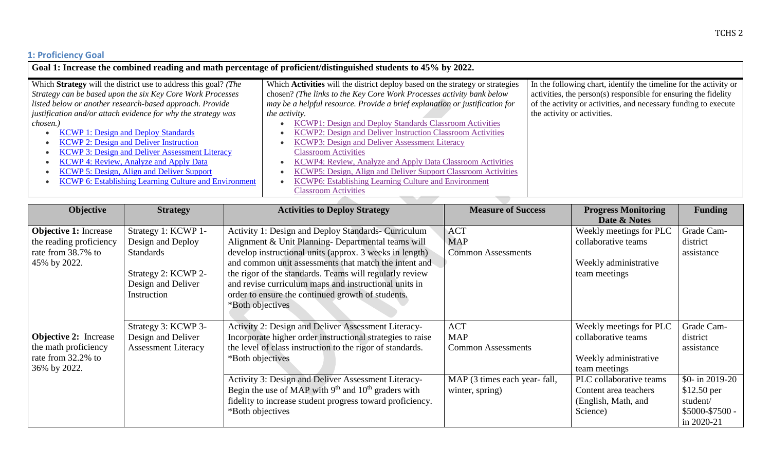## 1: Proficiency Goal

| Goal 1: Increase the combined reading and math percentage of proficient/distinguished students to 45% by 2022. | | |
|---|---|---|
| Which **Strategy** will the district use to address this goal? *(The Strategy can be based upon the six Key Core Work Processes listed below or another research-based approach. Provide justification and/or attach evidence for why the strategy was chosen.)*<br>• KCWP 1: Design and Deploy Standards<br>• KCWP 2: Design and Deliver Instruction<br>• KCWP 3: Design and Deliver Assessment Literacy<br>• KCWP 4: Review, Analyze and Apply Data<br>• KCWP 5: Design, Align and Deliver Support<br>• KCWP 6: Establishing Learning Culture and Environment | Which **Activities** will the district deploy based on the strategy or strategies chosen? *(The links to the Key Core Work Processes activity bank below may be a helpful resource. Provide a brief explanation or justification for the activity.*<br>• KCWP1: Design and Deploy Standards Classroom Activities<br>• KCWP2: Design and Deliver Instruction Classroom Activities<br>• KCWP3: Design and Deliver Assessment Literacy Classroom Activities<br>• KCWP4: Review, Analyze and Apply Data Classroom Activities<br>• KCWP5: Design, Align and Deliver Support Classroom Activities<br>• KCWP6: Establishing Learning Culture and Environment Classroom Activities | In the following chart, identify the timeline for the activity or activities, the person(s) responsible for ensuring the fidelity of the activity or activities, and necessary funding to execute the activity or activities. |

| Objective | Strategy | Activities to Deploy Strategy | Measure of Success | Progress Monitoring Date & Notes | Funding |
|---|---|---|---|---|---|
| **Objective 1:** Increase the reading proficiency rate from 38.7% to 45% by 2022. | Strategy 1: KCWP 1- Design and Deploy Standards<br><br>Strategy 2: KCWP 2- Design and Deliver Instruction | Activity 1: Design and Deploy Standards- Curriculum Alignment & Unit Planning- Departmental teams will develop instructional units (approx. 3 weeks in length) and common unit assessments that match the intent and the rigor of the standards. Teams will regularly review and revise curriculum maps and instructional units in order to ensure the continued growth of students.<br>*Both objectives | ACT<br>MAP<br>Common Assessments | Weekly meetings for PLC collaborative teams<br><br>Weekly administrative team meetings | Grade Cam- district assistance |
| **Objective 2:** Increase the math proficiency rate from 32.2% to 36% by 2022. | Strategy 3: KCWP 3- Design and Deliver Assessment Literacy | Activity 2: Design and Deliver Assessment Literacy- Incorporate higher order instructional strategies to raise the level of class instruction to the rigor of standards.<br>*Both objectives | ACT<br>MAP<br>Common Assessments | Weekly meetings for PLC collaborative teams<br><br>Weekly administrative team meetings | Grade Cam- district assistance |
| | | Activity 3: Design and Deliver Assessment Literacy- Begin the use of MAP with 9th and 10th graders with fidelity to increase student progress toward proficiency.<br>*Both objectives | MAP (3 times each year- fall, winter, spring) | PLC collaborative teams Content area teachers (English, Math, and Science) | $0- in 2019-20<br>$12.50 per student/<br>$5000-$7500 - in 2020-21 |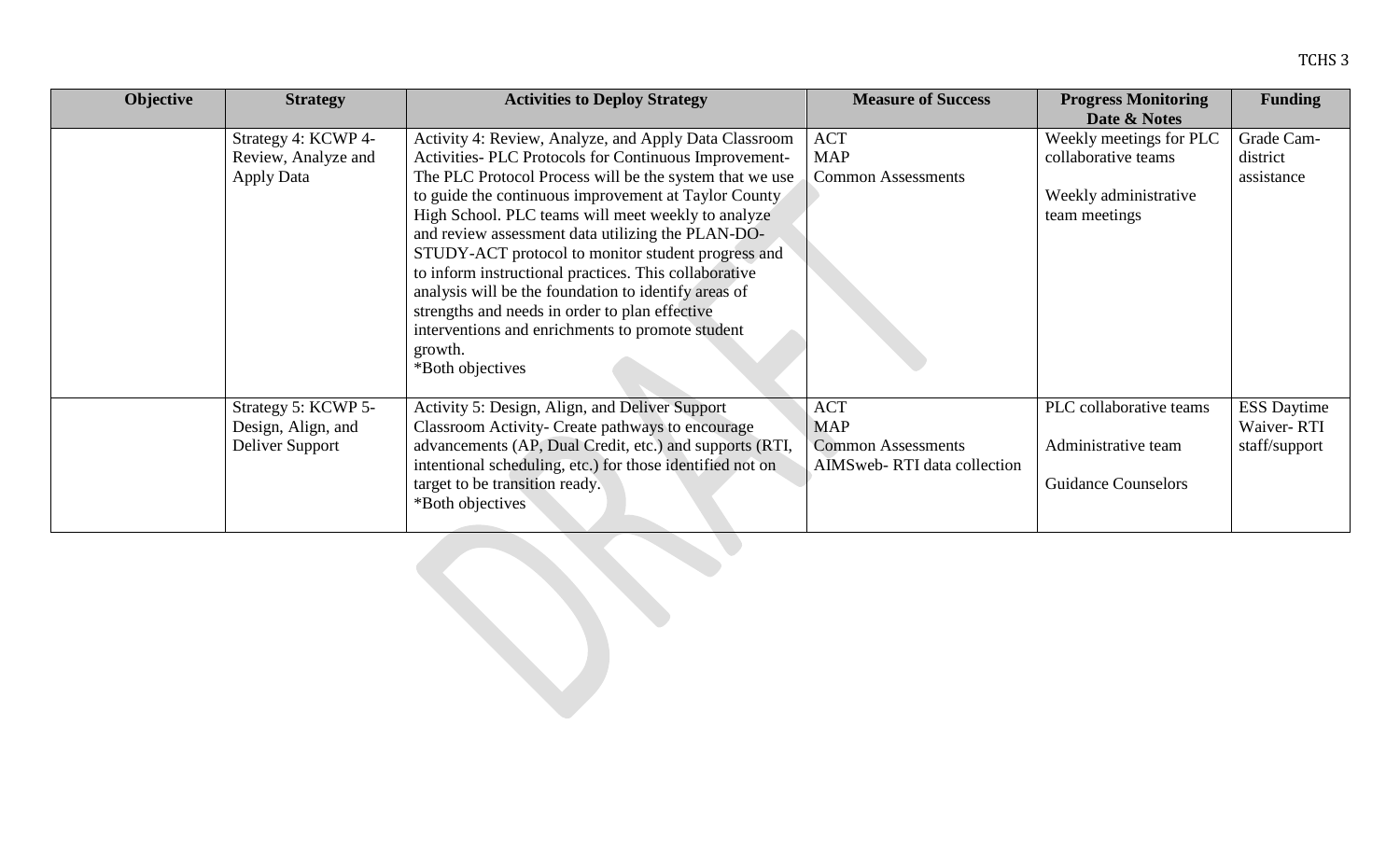| Objective | Strategy | Activities to Deploy Strategy | Measure of Success | Progress Monitoring Date & Notes | Funding |
|---|---|---|---|---|---|
| | Strategy 4: KCWP 4- Review, Analyze and Apply Data | Activity 4: Review, Analyze, and Apply Data Classroom Activities- PLC Protocols for Continuous Improvement- The PLC Protocol Process will be the system that we use to guide the continuous improvement at Taylor County High School. PLC teams will meet weekly to analyze and review assessment data utilizing the PLAN-DO-STUDY-ACT protocol to monitor student progress and to inform instructional practices. This collaborative analysis will be the foundation to identify areas of strengths and needs in order to plan effective interventions and enrichments to promote student growth.<br>*Both objectives | ACT<br>MAP<br>Common Assessments | Weekly meetings for PLC collaborative teams<br><br>Weekly administrative team meetings | Grade Cam- district assistance |
| | Strategy 5: KCWP 5- Design, Align, and Deliver Support | Activity 5: Design, Align, and Deliver Support Classroom Activity- Create pathways to encourage advancements (AP, Dual Credit, etc.) and supports (RTI, intentional scheduling, etc.) for those identified not on target to be transition ready.<br>*Both objectives | ACT<br>MAP<br>Common Assessments<br>AIMSweb- RTI data collection | PLC collaborative teams<br><br>Administrative team<br><br>Guidance Counselors | ESS Daytime Waiver- RTI staff/support |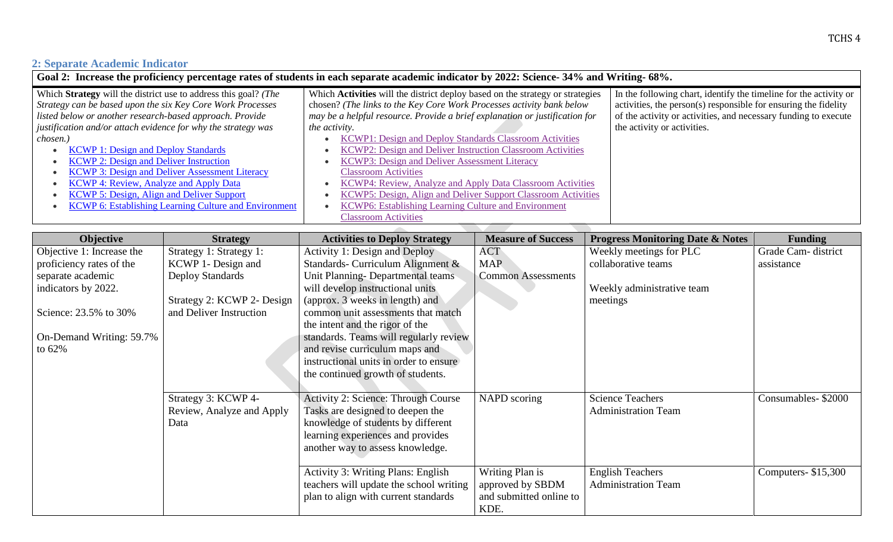## 2: Separate Academic Indicator

| Goal 2: Increase the proficiency percentage rates of students in each separate academic indicator by 2022: Science- 34% and Writing- 68%. | | |
|---|---|---|
| Which **Strategy** will the district use to address this goal? *(The Strategy can be based upon the six Key Core Work Processes listed below or another research-based approach. Provide justification and/or attach evidence for why the strategy was chosen.)*<br>• KCWP 1: Design and Deploy Standards<br>• KCWP 2: Design and Deliver Instruction<br>• KCWP 3: Design and Deliver Assessment Literacy<br>• KCWP 4: Review, Analyze and Apply Data<br>• KCWP 5: Design, Align and Deliver Support<br>• KCWP 6: Establishing Learning Culture and Environment | Which **Activities** will the district deploy based on the strategy or strategies chosen? *(The links to the Key Core Work Processes activity bank below may be a helpful resource. Provide a brief explanation or justification for the activity.*<br>• KCWP1: Design and Deploy Standards Classroom Activities<br>• KCWP2: Design and Deliver Instruction Classroom Activities<br>• KCWP3: Design and Deliver Assessment Literacy Classroom Activities<br>• KCWP4: Review, Analyze and Apply Data Classroom Activities<br>• KCWP5: Design, Align and Deliver Support Classroom Activities<br>• KCWP6: Establishing Learning Culture and Environment Classroom Activities | In the following chart, identify the timeline for the activity or activities, the person(s) responsible for ensuring the fidelity of the activity or activities, and necessary funding to execute the activity or activities. |

| Objective | Strategy | Activities to Deploy Strategy | Measure of Success | Progress Monitoring Date & Notes | Funding |
|---|---|---|---|---|---|
| Objective 1: Increase the proficiency rates of the separate academic indicators by 2022.<br><br>Science: 23.5% to 30%<br><br>On-Demand Writing: 59.7% to 62% | Strategy 1: Strategy 1: KCWP 1- Design and Deploy Standards<br><br>Strategy 2: KCWP 2- Design and Deliver Instruction | Activity 1: Design and Deploy Standards- Curriculum Alignment & Unit Planning- Departmental teams will develop instructional units (approx. 3 weeks in length) and common unit assessments that match the intent and the rigor of the standards. Teams will regularly review and revise curriculum maps and instructional units in order to ensure the continued growth of students. | ACT<br>MAP<br>Common Assessments | Weekly meetings for PLC collaborative teams<br><br>Weekly administrative team meetings | Grade Cam- district assistance |
| | Strategy 3: KCWP 4- Review, Analyze and Apply Data | Activity 2: Science: Through Course Tasks are designed to deepen the knowledge of students by different learning experiences and provides another way to assess knowledge. | NAPD scoring | Science Teachers<br>Administration Team | Consumables- $2000 |
| | | Activity 3: Writing Plans: English teachers will update the school writing plan to align with current standards | Writing Plan is approved by SBDM and submitted online to KDE. | English Teachers<br>Administration Team | Computers- $15,300 |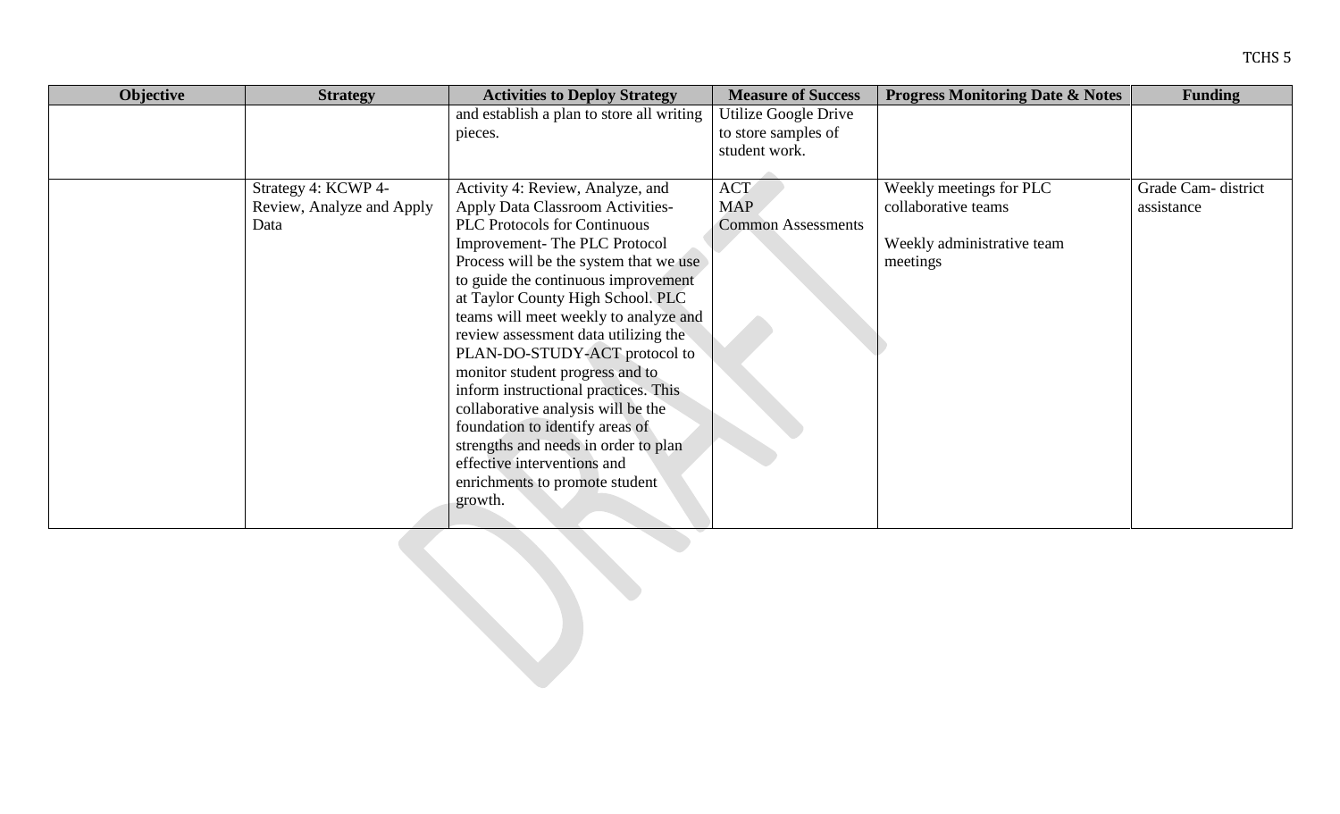| Objective | Strategy | Activities to Deploy Strategy | Measure of Success | Progress Monitoring Date & Notes | Funding |
|---|---|---|---|---|---|
| | | and establish a plan to store all writing pieces. | Utilize Google Drive to store samples of student work. | | |
| | Strategy 4: KCWP 4- Review, Analyze and Apply Data | Activity 4: Review, Analyze, and Apply Data Classroom Activities- PLC Protocols for Continuous Improvement- The PLC Protocol Process will be the system that we use to guide the continuous improvement at Taylor County High School. PLC teams will meet weekly to analyze and review assessment data utilizing the PLAN-DO-STUDY-ACT protocol to monitor student progress and to inform instructional practices. This collaborative analysis will be the foundation to identify areas of strengths and needs in order to plan effective interventions and enrichments to promote student growth. | ACT<br>MAP<br>Common Assessments | Weekly meetings for PLC collaborative teams<br><br>Weekly administrative team meetings | Grade Cam- district assistance |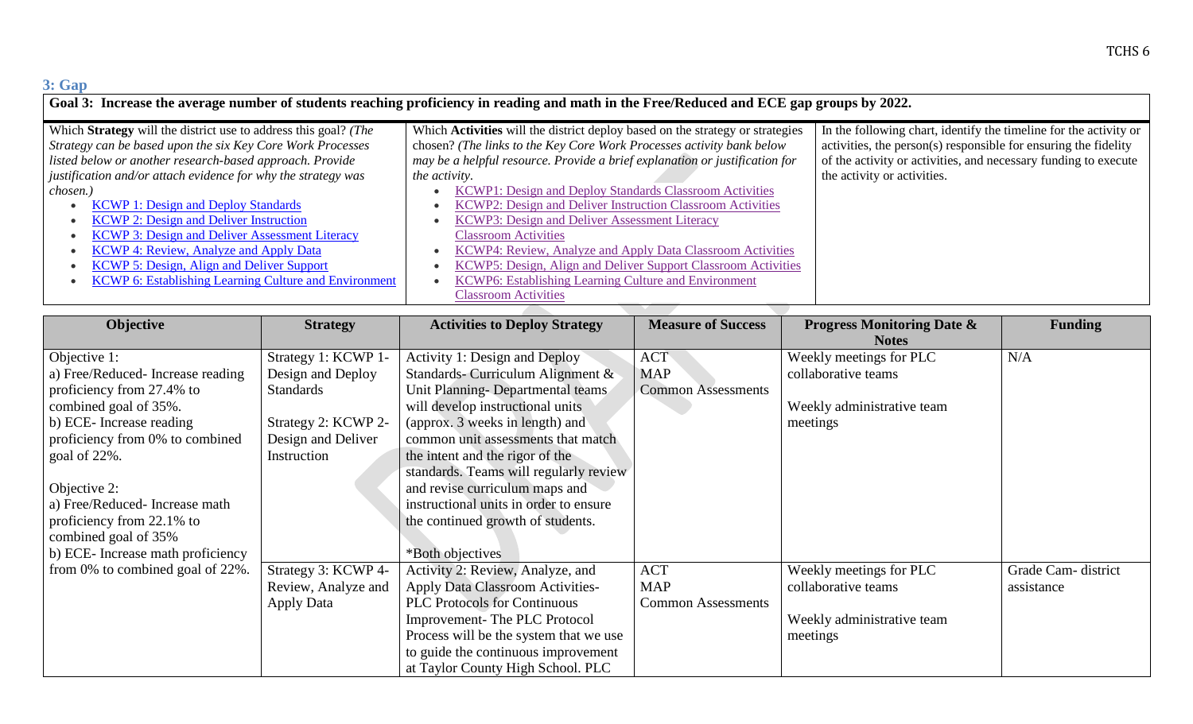## 3: Gap

**Goal 3: Increase the average number of students reaching proficiency in reading and math in the Free/Reduced and ECE gap groups by 2022.**

| Which **Strategy** will the district use to address this goal? *(The Strategy can be based upon the six Key Core Work Processes listed below or another research-based approach. Provide justification and/or attach evidence for why the strategy was chosen.)* <br>• KCWP 1: Design and Deploy Standards <br>• KCWP 2: Design and Deliver Instruction <br>• KCWP 3: Design and Deliver Assessment Literacy <br>• KCWP 4: Review, Analyze and Apply Data <br>• KCWP 5: Design, Align and Deliver Support <br>• KCWP 6: Establishing Learning Culture and Environment | Which **Activities** will the district deploy based on the strategy or strategies chosen? *(The links to the Key Core Work Processes activity bank below may be a helpful resource. Provide a brief explanation or justification for the activity.* <br>• KCWP1: Design and Deploy Standards Classroom Activities <br>• KCWP2: Design and Deliver Instruction Classroom Activities <br>• KCWP3: Design and Deliver Assessment Literacy Classroom Activities <br>• KCWP4: Review, Analyze and Apply Data Classroom Activities <br>• KCWP5: Design, Align and Deliver Support Classroom Activities <br>• KCWP6: Establishing Learning Culture and Environment Classroom Activities | In the following chart, identify the timeline for the activity or activities, the person(s) responsible for ensuring the fidelity of the activity or activities, and necessary funding to execute the activity or activities. |
|---|---|---|

| Objective | Strategy | Activities to Deploy Strategy | Measure of Success | Progress Monitoring Date & Notes | Funding |
|---|---|---|---|---|---|
| Objective 1:<br>a) Free/Reduced- Increase reading proficiency from 27.4% to combined goal of 35%.<br>b) ECE- Increase reading proficiency from 0% to combined goal of 22%.<br><br>Objective 2:<br>a) Free/Reduced- Increase math proficiency from 22.1% to combined goal of 35%<br>b) ECE- Increase math proficiency from 0% to combined goal of 22%. | Strategy 1: KCWP 1- Design and Deploy Standards<br><br>Strategy 2: KCWP 2- Design and Deliver Instruction | Activity 1: Design and Deploy Standards- Curriculum Alignment & Unit Planning- Departmental teams will develop instructional units (approx. 3 weeks in length) and common unit assessments that match the intent and the rigor of the standards. Teams will regularly review and revise curriculum maps and instructional units in order to ensure the continued growth of students.<br><br>*Both objectives | ACT<br>MAP<br>Common Assessments | Weekly meetings for PLC collaborative teams<br><br>Weekly administrative team meetings | N/A |
| | Strategy 3: KCWP 4- Review, Analyze and Apply Data | Activity 2: Review, Analyze, and Apply Data Classroom Activities- PLC Protocols for Continuous Improvement- The PLC Protocol Process will be the system that we use to guide the continuous improvement at Taylor County High School. PLC | ACT<br>MAP<br>Common Assessments | Weekly meetings for PLC collaborative teams<br><br>Weekly administrative team meetings | Grade Cam- district assistance |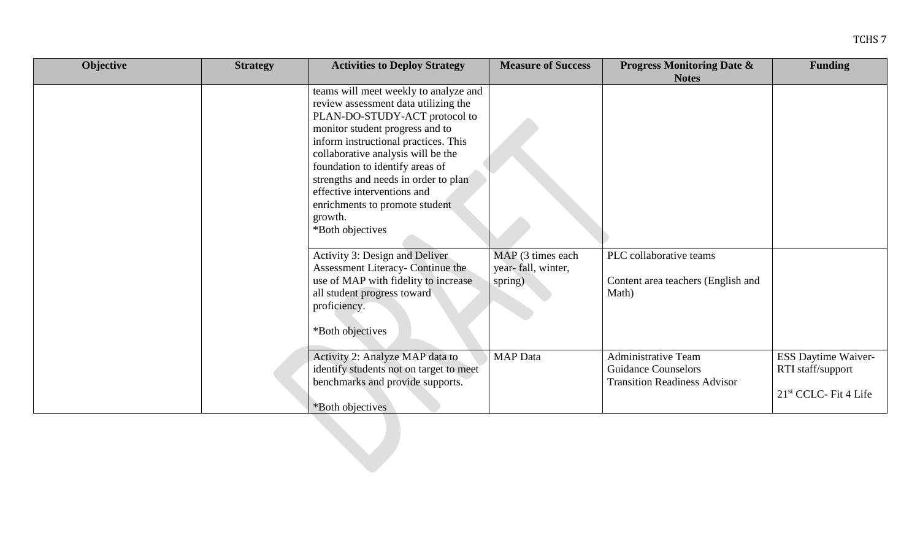| Objective | Strategy | Activities to Deploy Strategy | Measure of Success | Progress Monitoring Date & Notes | Funding |
| --- | --- | --- | --- | --- | --- |
| | | teams will meet weekly to analyze and review assessment data utilizing the PLAN-DO-STUDY-ACT protocol to monitor student progress and to inform instructional practices. This collaborative analysis will be the foundation to identify areas of strengths and needs in order to plan effective interventions and enrichments to promote student growth.<br>*Both objectives | | | |
| | | Activity 3: Design and Deliver Assessment Literacy- Continue the use of MAP with fidelity to increase all student progress toward proficiency.<br><br>*Both objectives | MAP (3 times each year- fall, winter, spring) | PLC collaborative teams<br><br>Content area teachers (English and Math) | |
| | | Activity 2: Analyze MAP data to identify students not on target to meet benchmarks and provide supports.<br><br>*Both objectives | MAP Data | Administrative Team<br>Guidance Counselors<br>Transition Readiness Advisor | ESS Daytime Waiver- RTI staff/support<br><br>21st CCLC- Fit 4 Life |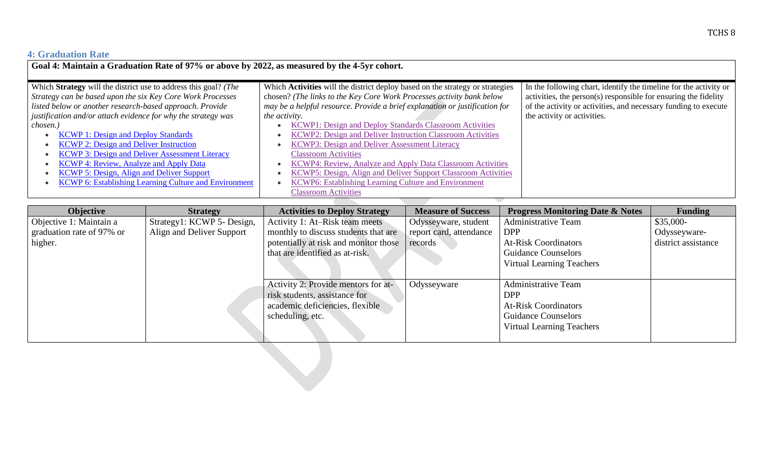## 4: Graduation Rate

| **Goal 4: Maintain a Graduation Rate of 97% or above by 2022, as measured by the 4-5yr cohort.** | | |
|---|---|---|
| Which **Strategy** will the district use to address this goal? *(The Strategy can be based upon the six Key Core Work Processes listed below or another research-based approach. Provide justification and/or attach evidence for why the strategy was chosen.)*<br>• KCWP 1: Design and Deploy Standards<br>• KCWP 2: Design and Deliver Instruction<br>• KCWP 3: Design and Deliver Assessment Literacy<br>• KCWP 4: Review, Analyze and Apply Data<br>• KCWP 5: Design, Align and Deliver Support<br>• KCWP 6: Establishing Learning Culture and Environment | Which **Activities** will the district deploy based on the strategy or strategies chosen? *(The links to the Key Core Work Processes activity bank below may be a helpful resource. Provide a brief explanation or justification for the activity.*<br>• KCWP1: Design and Deploy Standards Classroom Activities<br>• KCWP2: Design and Deliver Instruction Classroom Activities<br>• KCWP3: Design and Deliver Assessment Literacy Classroom Activities<br>• KCWP4: Review, Analyze and Apply Data Classroom Activities<br>• KCWP5: Design, Align and Deliver Support Classroom Activities<br>• KCWP6: Establishing Learning Culture and Environment Classroom Activities | In the following chart, identify the timeline for the activity or activities, the person(s) responsible for ensuring the fidelity of the activity or activities, and necessary funding to execute the activity or activities. |

| Objective | Strategy | Activities to Deploy Strategy | Measure of Success | Progress Monitoring Date & Notes | Funding |
|---|---|---|---|---|---|
| Objective 1: Maintain a graduation rate of 97% or higher. | Strategy1: KCWP 5- Design, Align and Deliver Support | Activity 1: At–Risk team meets monthly to discuss students that are potentially at risk and monitor those that are identified as at-risk. | Odysseyware, student report card, attendance records | Administrative Team<br>DPP<br>At-Risk Coordinators<br>Guidance Counselors<br>Virtual Learning Teachers | $35,000- Odysseyware- district assistance |
| | | Activity 2: Provide mentors for at-risk students, assistance for academic deficiencies, flexible scheduling, etc. | Odysseyware | Administrative Team<br>DPP<br>At-Risk Coordinators<br>Guidance Counselors<br>Virtual Learning Teachers | |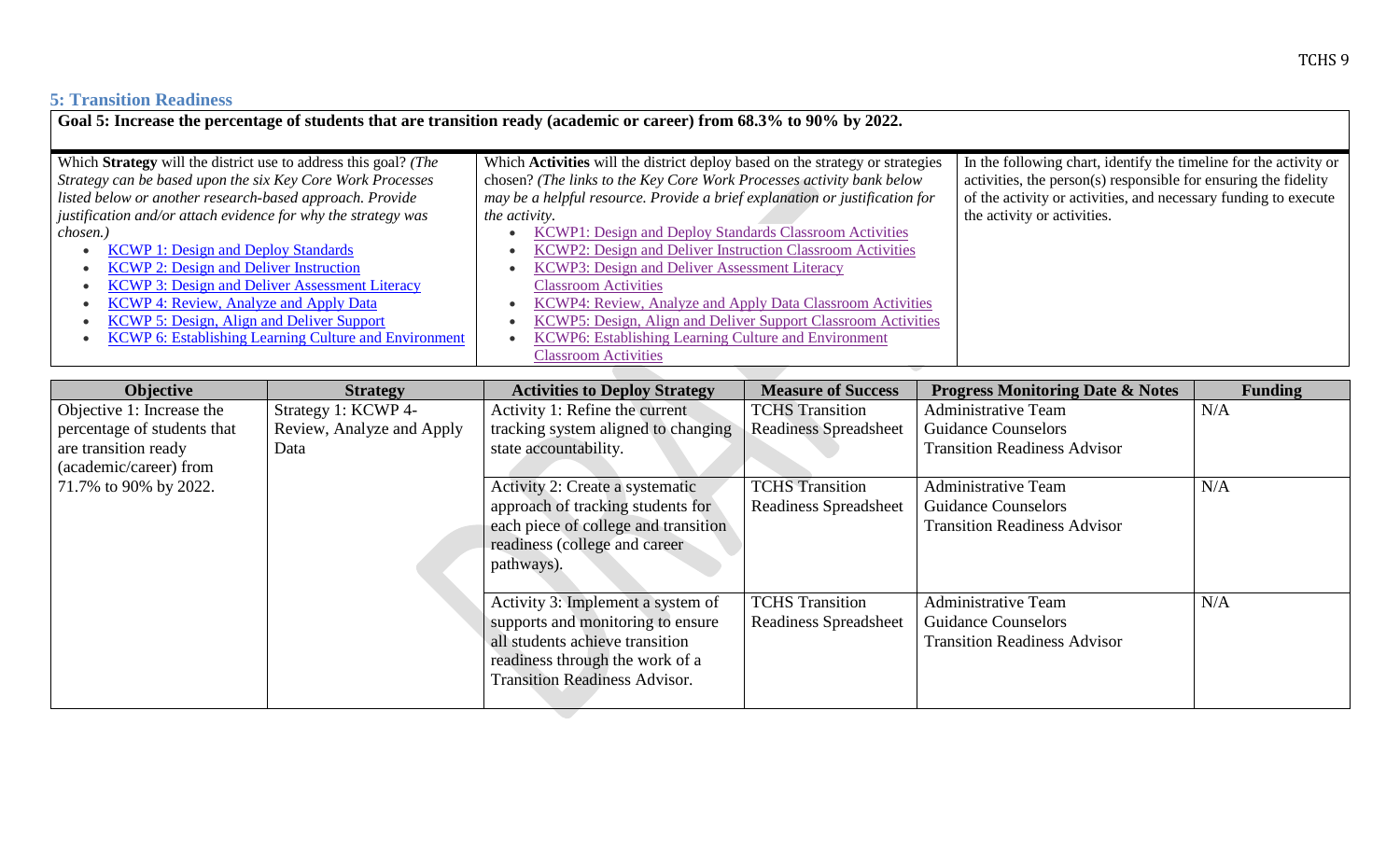## 5: Transition Readiness

| Goal 5: Increase the percentage of students that are transition ready (academic or career) from 68.3% to 90% by 2022. | | |
|---|---|---|
| Which **Strategy** will the district use to address this goal? *(The Strategy can be based upon the six Key Core Work Processes listed below or another research-based approach. Provide justification and/or attach evidence for why the strategy was chosen.)*<br>• KCWP 1: Design and Deploy Standards<br>• KCWP 2: Design and Deliver Instruction<br>• KCWP 3: Design and Deliver Assessment Literacy<br>• KCWP 4: Review, Analyze and Apply Data<br>• KCWP 5: Design, Align and Deliver Support<br>• KCWP 6: Establishing Learning Culture and Environment | Which **Activities** will the district deploy based on the strategy or strategies chosen? *(The links to the Key Core Work Processes activity bank below may be a helpful resource. Provide a brief explanation or justification for the activity.*<br>• KCWP1: Design and Deploy Standards Classroom Activities<br>• KCWP2: Design and Deliver Instruction Classroom Activities<br>• KCWP3: Design and Deliver Assessment Literacy Classroom Activities<br>• KCWP4: Review, Analyze and Apply Data Classroom Activities<br>• KCWP5: Design, Align and Deliver Support Classroom Activities<br>• KCWP6: Establishing Learning Culture and Environment Classroom Activities | In the following chart, identify the timeline for the activity or activities, the person(s) responsible for ensuring the fidelity of the activity or activities, and necessary funding to execute the activity or activities. |

| Objective | Strategy | Activities to Deploy Strategy | Measure of Success | Progress Monitoring Date & Notes | Funding |
|---|---|---|---|---|---|
| Objective 1: Increase the percentage of students that are transition ready (academic/career) from 71.7% to 90% by 2022. | Strategy 1: KCWP 4- Review, Analyze and Apply Data | Activity 1: Refine the current tracking system aligned to changing state accountability. | TCHS Transition Readiness Spreadsheet | Administrative Team<br>Guidance Counselors<br>Transition Readiness Advisor | N/A |
| | | Activity 2: Create a systematic approach of tracking students for each piece of college and transition readiness (college and career pathways). | TCHS Transition Readiness Spreadsheet | Administrative Team<br>Guidance Counselors<br>Transition Readiness Advisor | N/A |
| | | Activity 3: Implement a system of supports and monitoring to ensure all students achieve transition readiness through the work of a Transition Readiness Advisor. | TCHS Transition Readiness Spreadsheet | Administrative Team<br>Guidance Counselors<br>Transition Readiness Advisor | N/A |